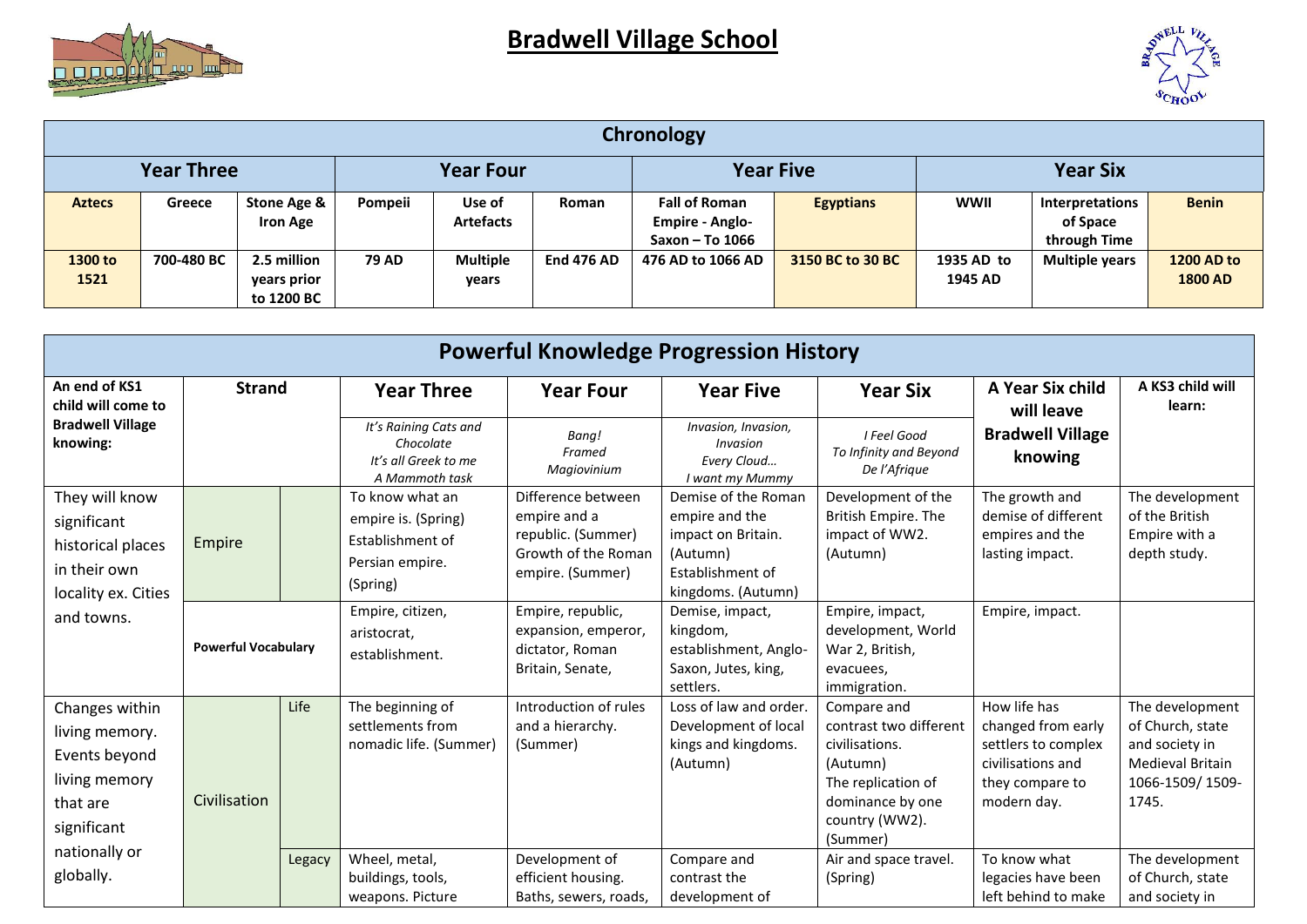# Bradwell Village School

| Chronology | | | | | | | | | | |
|---|---|---|---|---|---|---|---|---|---|---|
| **Year Three** | | | **Year Four** | | | **Year Five** | | **Year Six** | | |
| **Aztecs** | **Greece** | **Stone Age & Iron Age** | **Pompeii** | **Use of Artefacts** | **Roman** | **Fall of Roman Empire - Anglo-Saxon – To 1066** | **Egyptians** | **WWII** | **Interpretations of Space through Time** | **Benin** |
| **1300 to 1521** | **700-480 BC** | **2.5 million years prior to 1200 BC** | **79 AD** | **Multiple years** | **End 476 AD** | **476 AD to 1066 AD** | **3150 BC to 30 BC** | **1935 AD to 1945 AD** | **Multiple years** | **1200 AD to 1800 AD** |

## Powerful Knowledge Progression History

| An end of KS1 child will come to Bradwell Village knowing: | Strand | | Year Three | Year Four | Year Five | Year Six | A Year Six child will leave Bradwell Village knowing | A KS3 child will learn: |
|---|---|---|---|---|---|---|---|---|
| | | | *It's Raining Cats and Chocolate*<br>*It's all Greek to me*<br>*A Mammoth task* | *Bang!*<br>*Framed*<br>*Magiovinium* | *Invasion, Invasion, Invasion*<br>*Every Cloud…*<br>*I want my Mummy* | *I Feel Good*<br>*To Infinity and Beyond*<br>*De l'Afrique* | | |
| They will know significant historical places in their own locality ex. Cities and towns. | Empire | | To know what an empire is. (Spring)<br>Establishment of Persian empire. (Spring) | Difference between empire and a republic. (Summer)<br>Growth of the Roman empire. (Summer) | Demise of the Roman empire and the impact on Britain. (Autumn)<br>Establishment of kingdoms. (Autumn) | Development of the British Empire. The impact of WW2. (Autumn) | The growth and demise of different empires and the lasting impact. | The development of the British Empire with a depth study. |
| | **Powerful Vocabulary** | | Empire, citizen, aristocrat, establishment. | Empire, republic, expansion, emperor, dictator, Roman Britain, Senate, | Demise, impact, kingdom, establishment, Anglo-Saxon, Jutes, king, settlers. | Empire, impact, development, World War 2, British, evacuees, immigration. | Empire, impact. | |
| Changes within living memory. Events beyond living memory that are significant nationally or globally. | Civilisation | Life | The beginning of settlements from nomadic life. (Summer) | Introduction of rules and a hierarchy. (Summer) | Loss of law and order. Development of local kings and kingdoms. (Autumn) | Compare and contrast two different civilisations. (Autumn)<br>The replication of dominance by one country (WW2). (Summer) | How life has changed from early settlers to complex civilisations and they compare to modern day. | The development of Church, state and society in Medieval Britain 1066-1509/ 1509-1745. |
| | | Legacy | Wheel, metal, buildings, tools, weapons. Picture | Development of efficient housing. Baths, sewers, roads, | Compare and contrast the development of | Air and space travel. (Spring) | To know what legacies have been left behind to make | The development of Church, state and society in |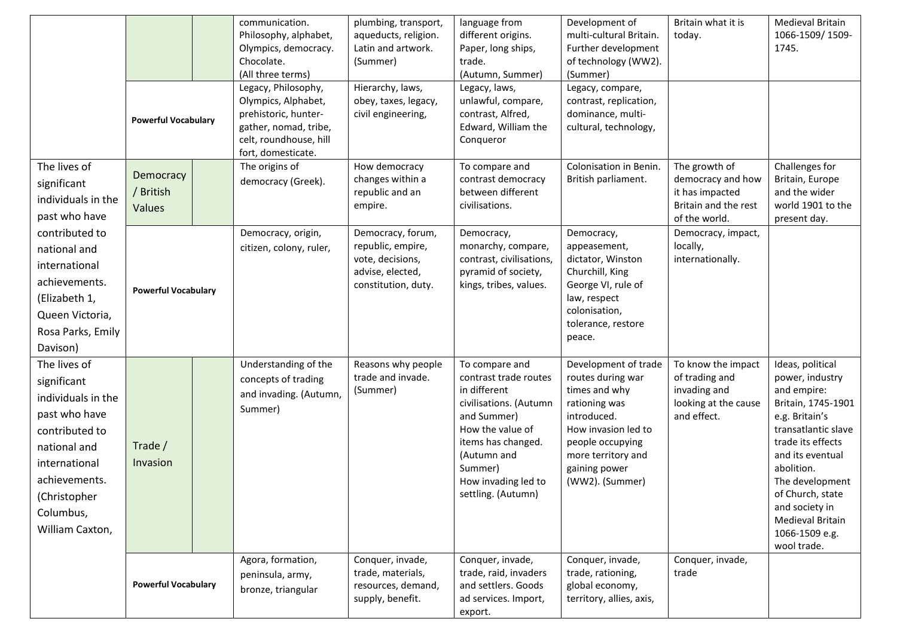| | | | | | | | |
|---|---|---|---|---|---|---|---|
| | | | communication. Philosophy, alphabet, Olympics, democracy. Chocolate. (All three terms) | plumbing, transport, aqueducts, religion. Latin and artwork. (Summer) | language from different origins. Paper, long ships, trade. (Autumn, Summer) | Development of multi-cultural Britain. Further development of technology (WW2). (Summer) | Britain what it is today. | Medieval Britain 1066-1509/ 1509-1745. |
| | **Powerful Vocabulary** | | Legacy, Philosophy, Olympics, Alphabet, prehistoric, hunter-gather, nomad, tribe, celt, roundhouse, hill fort, domesticate. | Hierarchy, laws, obey, taxes, legacy, civil engineering, | Legacy, laws, unlawful, compare, contrast, Alfred, Edward, William the Conqueror | Legacy, compare, contrast, replication, dominance, multi-cultural, technology, | | |
| The lives of significant individuals in the past who have contributed to national and international achievements. (Elizabeth 1, Queen Victoria, Rosa Parks, Emily Davison) | Democracy / British Values | | The origins of democracy (Greek). | How democracy changes within a republic and an empire. | To compare and contrast democracy between different civilisations. | Colonisation in Benin. British parliament. | The growth of democracy and how it has impacted Britain and the rest of the world. | Challenges for Britain, Europe and the wider world 1901 to the present day. |
| | **Powerful Vocabulary** | | Democracy, origin, citizen, colony, ruler, | Democracy, forum, republic, empire, vote, decisions, advise, elected, constitution, duty. | Democracy, monarchy, compare, contrast, civilisations, pyramid of society, kings, tribes, values. | Democracy, appeasement, dictator, Winston Churchill, King George VI, rule of law, respect colonisation, tolerance, restore peace. | Democracy, impact, locally, internationally. | |
| The lives of significant individuals in the past who have contributed to national and international achievements. (Christopher Columbus, William Caxton, | Trade / Invasion | | Understanding of the concepts of trading and invading. (Autumn, Summer) | Reasons why people trade and invade. (Summer) | To compare and contrast trade routes in different civilisations. (Autumn and Summer) How the value of items has changed. (Autumn and Summer) How invading led to settling. (Autumn) | Development of trade routes during war times and why rationing was introduced. How invasion led to people occupying more territory and gaining power (WW2). (Summer) | To know the impact of trading and invading and looking at the cause and effect. | Ideas, political power, industry and empire: Britain, 1745-1901 e.g. Britain's transatlantic slave trade its effects and its eventual abolition. The development of Church, state and society in Medieval Britain 1066-1509 e.g. wool trade. |
| | **Powerful Vocabulary** | | Agora, formation, peninsula, army, bronze, triangular | Conquer, invade, trade, materials, resources, demand, supply, benefit. | Conquer, invade, trade, raid, invaders and settlers. Goods ad services. Import, export. | Conquer, invade, trade, rationing, global economy, territory, allies, axis, | Conquer, invade, trade | |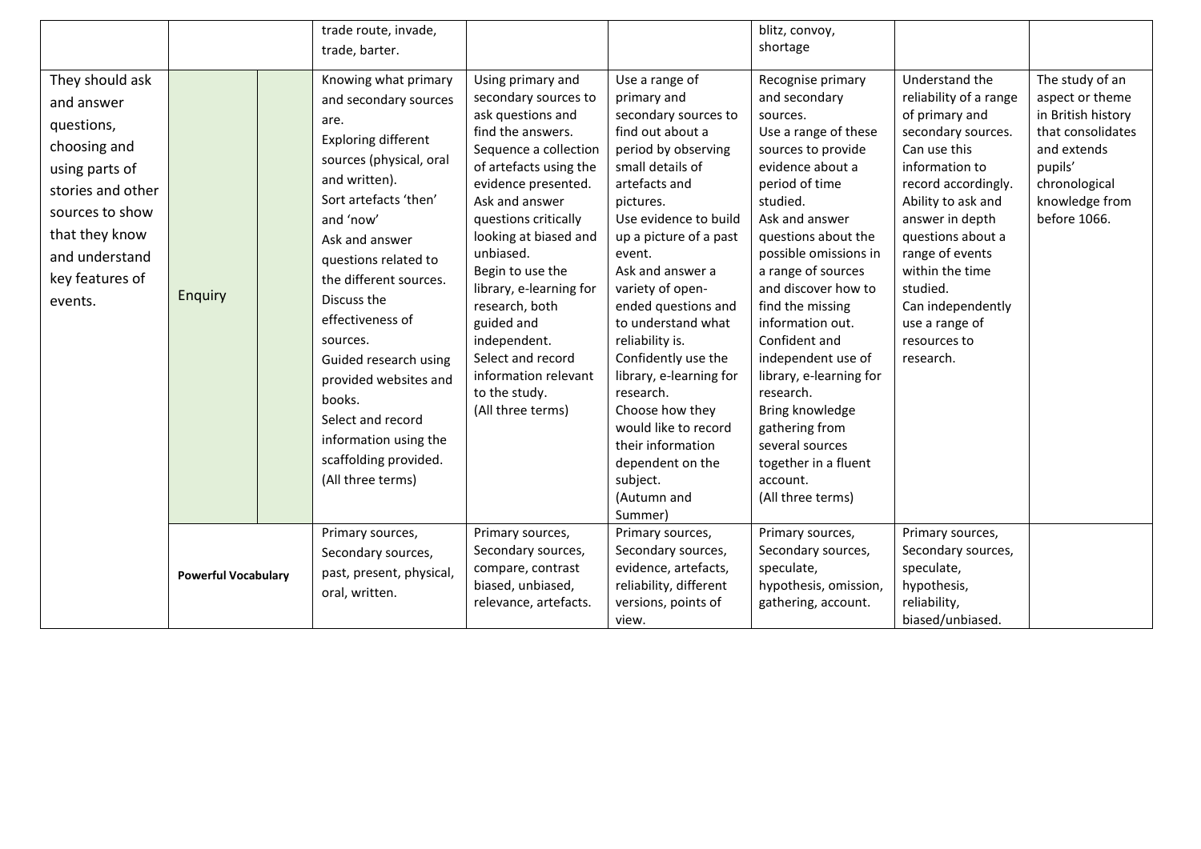| | | | | | | | | |
|---|---|---|---|---|---|---|---|---|
| | | | trade route, invade, trade, barter. | | | blitz, convoy, shortage | | |
| They should ask and answer questions, choosing and using parts of stories and other sources to show that they know and understand key features of events. | Enquiry | | Knowing what primary and secondary sources are.<br>Exploring different sources (physical, oral and written).<br>Sort artefacts 'then' and 'now'<br>Ask and answer questions related to the different sources.<br>Discuss the effectiveness of sources.<br>Guided research using provided websites and books.<br>Select and record information using the scaffolding provided.<br>(All three terms) | Using primary and secondary sources to ask questions and find the answers.<br>Sequence a collection of artefacts using the evidence presented.<br>Ask and answer questions critically looking at biased and unbiased.<br>Begin to use the library, e-learning for research, both guided and independent.<br>Select and record information relevant to the study.<br>(All three terms) | Use a range of primary and secondary sources to find out about a period by observing small details of artefacts and pictures.<br>Use evidence to build up a picture of a past event.<br>Ask and answer a variety of open-ended questions and to understand what reliability is.<br>Confidently use the library, e-learning for research.<br>Choose how they would like to record their information dependent on the subject.<br>(Autumn and Summer) | Recognise primary and secondary sources.<br>Use a range of these sources to provide evidence about a period of time studied.<br>Ask and answer questions about the possible omissions in a range of sources and discover how to find the missing information out.<br>Confident and independent use of library, e-learning for research.<br>Bring knowledge gathering from several sources together in a fluent account.<br>(All three terms) | Understand the reliability of a range of primary and secondary sources.<br>Can use this information to record accordingly.<br>Ability to ask and answer in depth questions about a range of events within the time studied.<br>Can independently use a range of resources to research. | The study of an aspect or theme in British history that consolidates and extends pupils' chronological knowledge from before 1066. |
| | **Powerful Vocabulary** | | Primary sources, Secondary sources, past, present, physical, oral, written. | Primary sources, Secondary sources, compare, contrast biased, unbiased, relevance, artefacts. | Primary sources, Secondary sources, evidence, artefacts, reliability, different versions, points of view. | Primary sources, Secondary sources, speculate, hypothesis, omission, gathering, account. | Primary sources, Secondary sources, speculate, hypothesis, reliability, biased/unbiased. | |